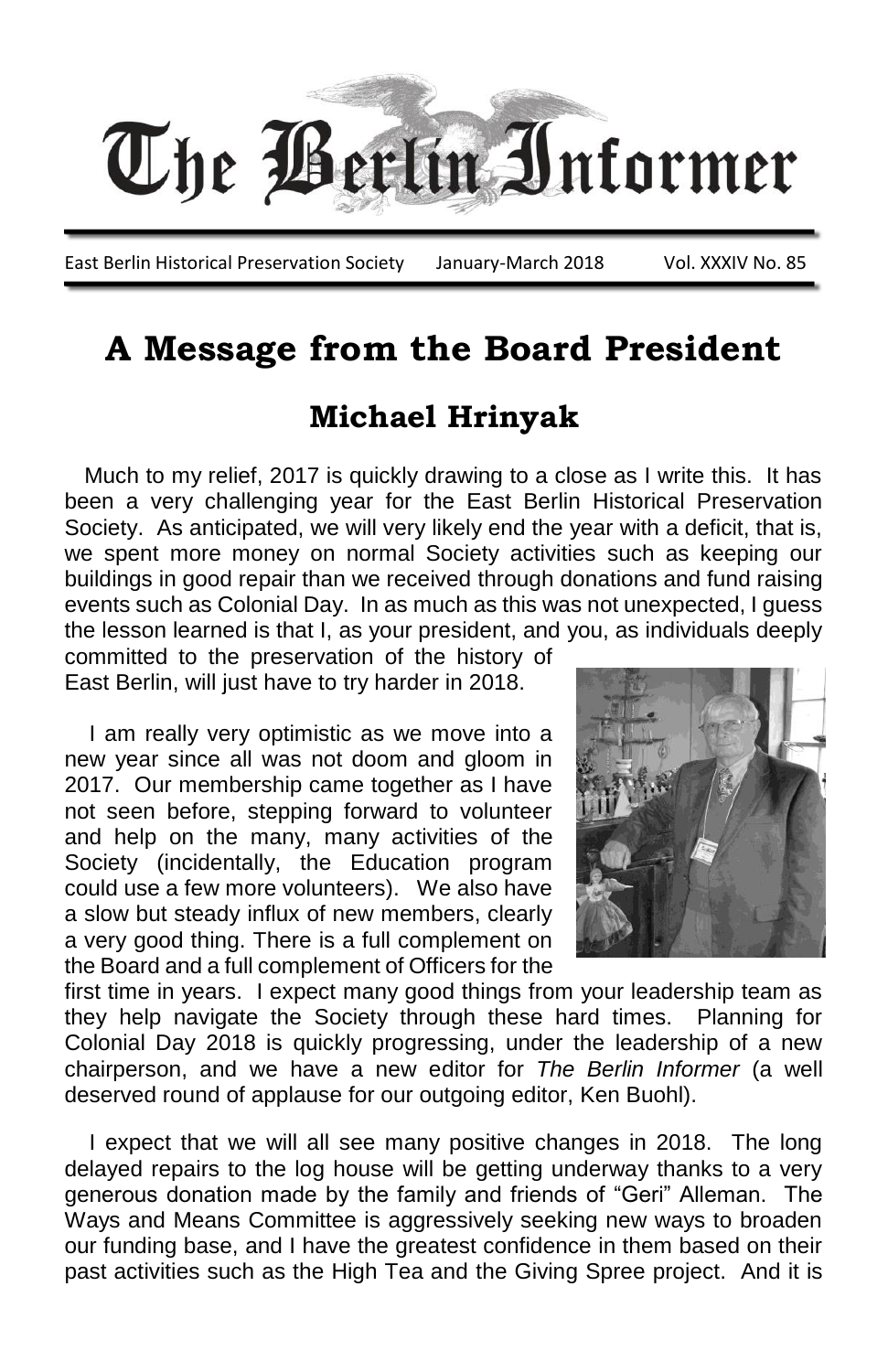# The Berlin Informer

East Berlin Historical Preservation Society    January-March 2018    Vol. XXXIV No. 85

## A Message from the Board President

### Michael Hrinyak

Much to my relief, 2017 is quickly drawing to a close as I write this. It has been a very challenging year for the East Berlin Historical Preservation Society. As anticipated, we will very likely end the year with a deficit, that is, we spent more money on normal Society activities such as keeping our buildings in good repair than we received through donations and fund raising events such as Colonial Day. In as much as this was not unexpected, I guess the lesson learned is that I, as your president, and you, as individuals deeply committed to the preservation of the history of East Berlin, will just have to try harder in 2018.

I am really very optimistic as we move into a new year since all was not doom and gloom in 2017. Our membership came together as I have not seen before, stepping forward to volunteer and help on the many, many activities of the Society (incidentally, the Education program could use a few more volunteers). We also have a slow but steady influx of new members, clearly a very good thing. There is a full complement on the Board and a full complement of Officers for the first time in years. I expect many good things from your leadership team as they help navigate the Society through these hard times. Planning for Colonial Day 2018 is quickly progressing, under the leadership of a new chairperson, and we have a new editor for *The Berlin Informer* (a well deserved round of applause for our outgoing editor, Ken Buohl).

I expect that we will all see many positive changes in 2018. The long delayed repairs to the log house will be getting underway thanks to a very generous donation made by the family and friends of "Geri" Alleman. The Ways and Means Committee is aggressively seeking new ways to broaden our funding base, and I have the greatest confidence in them based on their past activities such as the High Tea and the Giving Spree project. And it is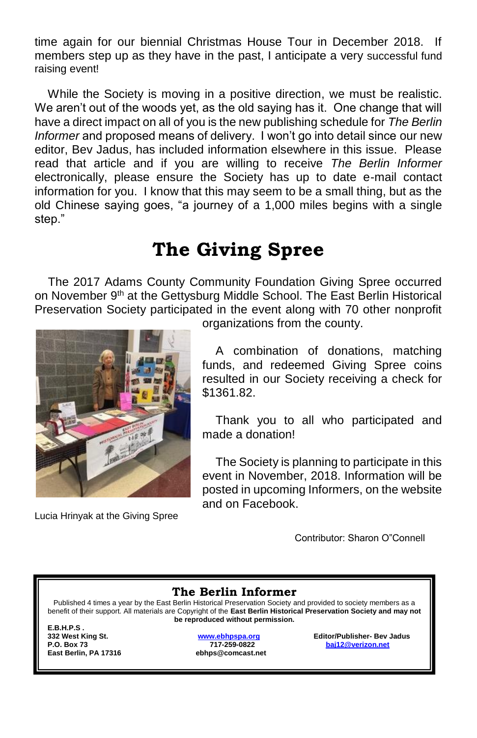time again for our biennial Christmas House Tour in December 2018. If members step up as they have in the past, I anticipate a very successful fund raising event!

While the Society is moving in a positive direction, we must be realistic. We aren't out of the woods yet, as the old saying has it. One change that will have a direct impact on all of you is the new publishing schedule for *The Berlin Informer* and proposed means of delivery. I won't go into detail since our new editor, Bev Jadus, has included information elsewhere in this issue. Please read that article and if you are willing to receive *The Berlin Informer* electronically, please ensure the Society has up to date e-mail contact information for you. I know that this may seem to be a small thing, but as the old Chinese saying goes, "a journey of a 1,000 miles begins with a single step."

# The Giving Spree

The 2017 Adams County Community Foundation Giving Spree occurred on November 9th at the Gettysburg Middle School. The East Berlin Historical Preservation Society participated in the event along with 70 other nonprofit organizations from the county.

Lucia Hrinyak at the Giving Spree

A combination of donations, matching funds, and redeemed Giving Spree coins resulted in our Society receiving a check for $1361.82.

Thank you to all who participated and made a donation!

The Society is planning to participate in this event in November, 2018. Information will be posted in upcoming Informers, on the website and on Facebook.

Contributor: Sharon O"Connell

## The Berlin Informer

Published 4 times a year by the East Berlin Historical Preservation Society and provided to society members as a benefit of their support. All materials are Copyright of the **East Berlin Historical Preservation Society and may not be reproduced without permission.**

**E.B.H.P.S.**
**332 West King St.**
**P.O. Box 73**
**East Berlin, PA 17316**

**www.ebhpspa.org**
**717-259-0822**
**ebhps@comcast.net**

**Editor/Publisher- Bev Jadus**
**baj12@verizon.net**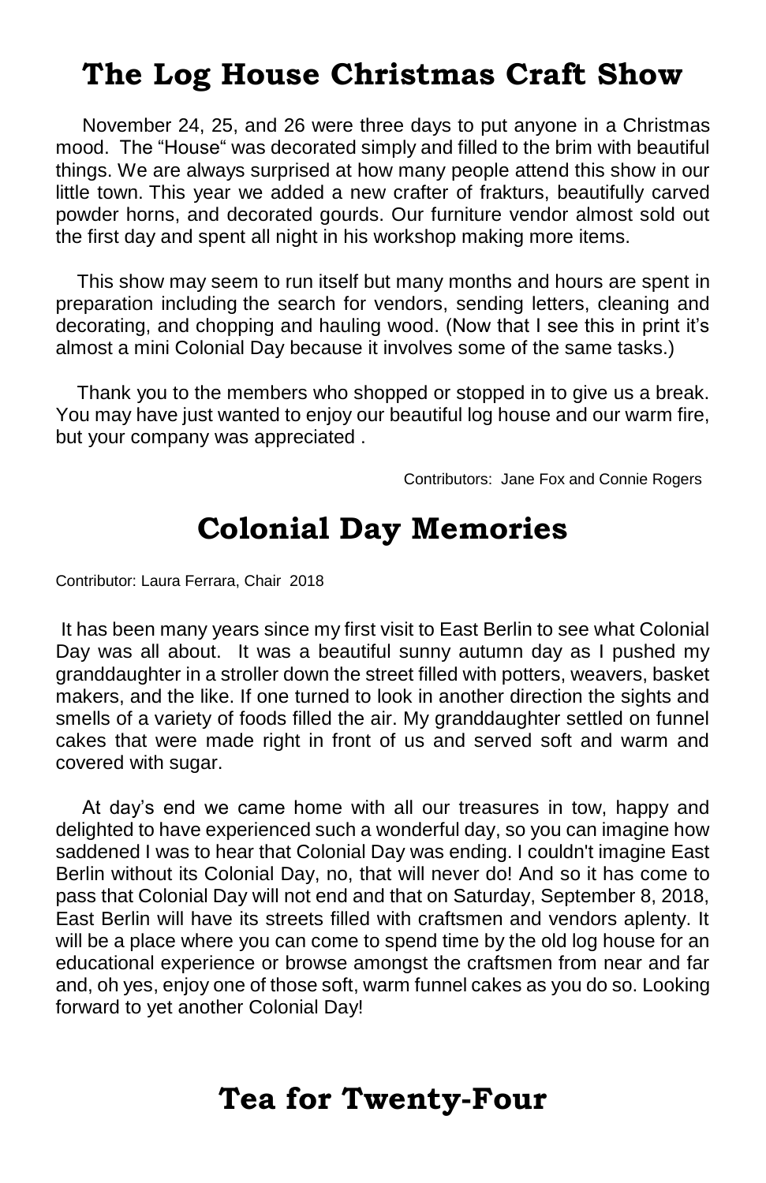# The Log House Christmas Craft Show

November 24, 25, and 26 were three days to put anyone in a Christmas mood. The "House" was decorated simply and filled to the brim with beautiful things. We are always surprised at how many people attend this show in our little town. This year we added a new crafter of frakturs, beautifully carved powder horns, and decorated gourds. Our furniture vendor almost sold out the first day and spent all night in his workshop making more items.

This show may seem to run itself but many months and hours are spent in preparation including the search for vendors, sending letters, cleaning and decorating, and chopping and hauling wood. (Now that I see this in print it's almost a mini Colonial Day because it involves some of the same tasks.)

Thank you to the members who shopped or stopped in to give us a break. You may have just wanted to enjoy our beautiful log house and our warm fire, but your company was appreciated .

Contributors: Jane Fox and Connie Rogers

# Colonial Day Memories

Contributor: Laura Ferrara, Chair 2018

It has been many years since my first visit to East Berlin to see what Colonial Day was all about. It was a beautiful sunny autumn day as I pushed my granddaughter in a stroller down the street filled with potters, weavers, basket makers, and the like. If one turned to look in another direction the sights and smells of a variety of foods filled the air. My granddaughter settled on funnel cakes that were made right in front of us and served soft and warm and covered with sugar.

At day's end we came home with all our treasures in tow, happy and delighted to have experienced such a wonderful day, so you can imagine how saddened I was to hear that Colonial Day was ending. I couldn't imagine East Berlin without its Colonial Day, no, that will never do! And so it has come to pass that Colonial Day will not end and that on Saturday, September 8, 2018, East Berlin will have its streets filled with craftsmen and vendors aplenty. It will be a place where you can come to spend time by the old log house for an educational experience or browse amongst the craftsmen from near and far and, oh yes, enjoy one of those soft, warm funnel cakes as you do so. Looking forward to yet another Colonial Day!

# Tea for Twenty-Four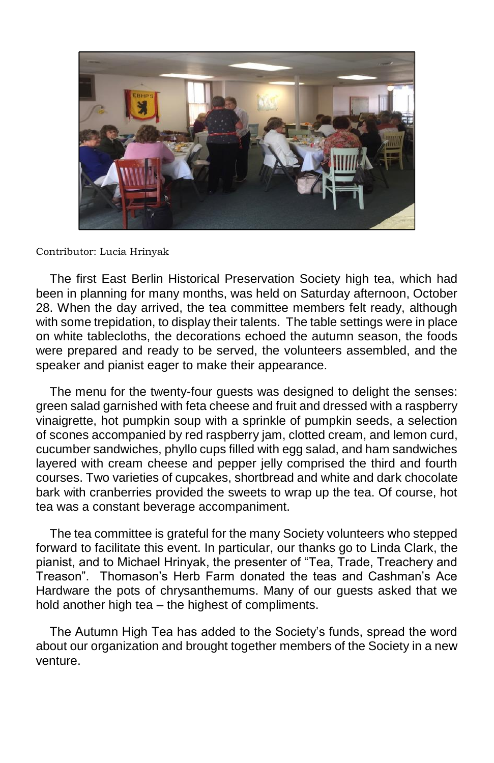Contributor: Lucia Hrinyak

The first East Berlin Historical Preservation Society high tea, which had been in planning for many months, was held on Saturday afternoon, October 28. When the day arrived, the tea committee members felt ready, although with some trepidation, to display their talents. The table settings were in place on white tablecloths, the decorations echoed the autumn season, the foods were prepared and ready to be served, the volunteers assembled, and the speaker and pianist eager to make their appearance.

The menu for the twenty-four guests was designed to delight the senses: green salad garnished with feta cheese and fruit and dressed with a raspberry vinaigrette, hot pumpkin soup with a sprinkle of pumpkin seeds, a selection of scones accompanied by red raspberry jam, clotted cream, and lemon curd, cucumber sandwiches, phyllo cups filled with egg salad, and ham sandwiches layered with cream cheese and pepper jelly comprised the third and fourth courses. Two varieties of cupcakes, shortbread and white and dark chocolate bark with cranberries provided the sweets to wrap up the tea. Of course, hot tea was a constant beverage accompaniment.

The tea committee is grateful for the many Society volunteers who stepped forward to facilitate this event. In particular, our thanks go to Linda Clark, the pianist, and to Michael Hrinyak, the presenter of "Tea, Trade, Treachery and Treason". Thomason's Herb Farm donated the teas and Cashman's Ace Hardware the pots of chrysanthemums. Many of our guests asked that we hold another high tea – the highest of compliments.

The Autumn High Tea has added to the Society's funds, spread the word about our organization and brought together members of the Society in a new venture.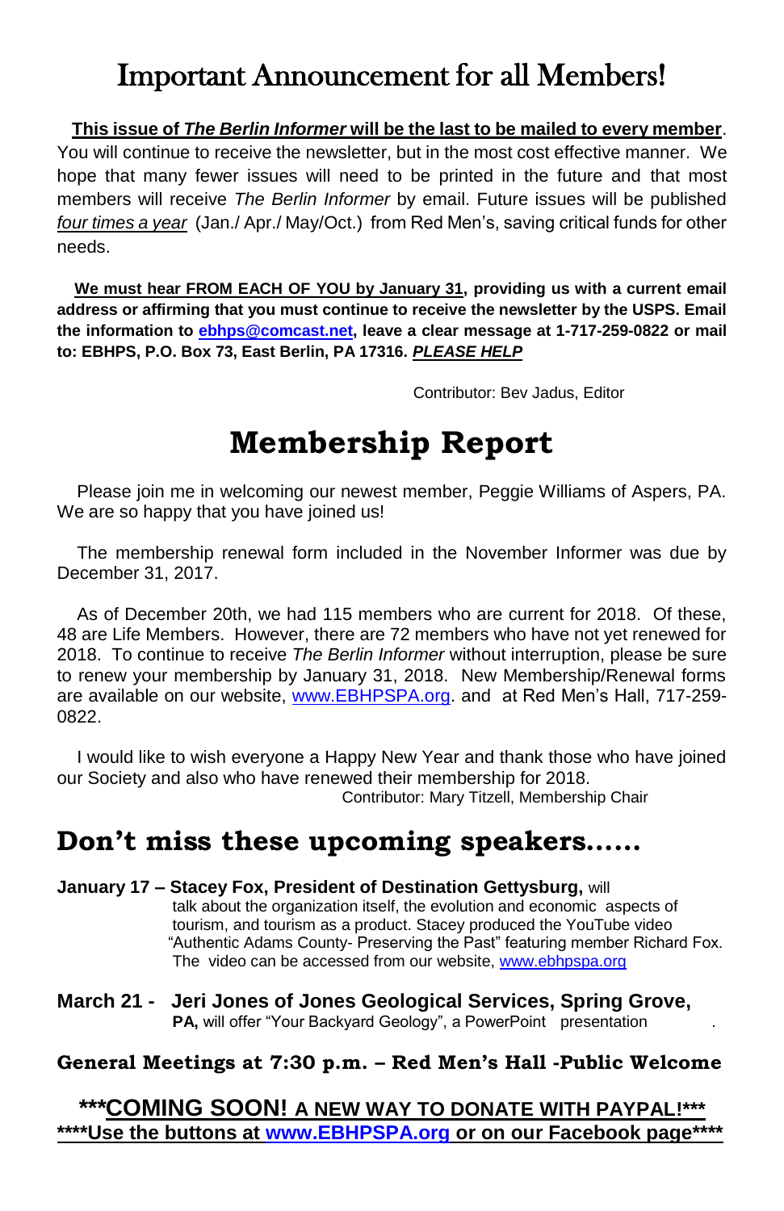# Important Announcement for all Members!

**This issue of *The Berlin Informer* will be the last to be mailed to every member**. You will continue to receive the newsletter, but in the most cost effective manner. We hope that many fewer issues will need to be printed in the future and that most members will receive *The Berlin Informer* by email. Future issues will be published *four times a year* (Jan./ Apr./ May/Oct.) from Red Men's, saving critical funds for other needs.

**We must hear FROM EACH OF YOU by January 31, providing us with a current email address or affirming that you must continue to receive the newsletter by the USPS. Email the information to ebhps@comcast.net, leave a clear message at 1-717-259-0822 or mail to: EBHPS, P.O. Box 73, East Berlin, PA 17316. *PLEASE HELP***

Contributor: Bev Jadus, Editor

# Membership Report

Please join me in welcoming our newest member, Peggie Williams of Aspers, PA. We are so happy that you have joined us!

The membership renewal form included in the November Informer was due by December 31, 2017.

As of December 20th, we had 115 members who are current for 2018. Of these, 48 are Life Members. However, there are 72 members who have not yet renewed for 2018. To continue to receive *The Berlin Informer* without interruption, please be sure to renew your membership by January 31, 2018. New Membership/Renewal forms are available on our website, www.EBHPSPA.org. and at Red Men's Hall, 717-259-0822.

I would like to wish everyone a Happy New Year and thank those who have joined our Society and also who have renewed their membership for 2018.

Contributor: Mary Titzell, Membership Chair

## Don't miss these upcoming speakers……

**January 17 – Stacey Fox, President of Destination Gettysburg,** will talk about the organization itself, the evolution and economic aspects of tourism, and tourism as a product. Stacey produced the YouTube video "Authentic Adams County- Preserving the Past" featuring member Richard Fox. The video can be accessed from our website, www.ebhpspa.org

**March 21 - Jeri Jones of Jones Geological Services, Spring Grove, PA,** will offer "Your Backyard Geology", a PowerPoint presentation .

**General Meetings at 7:30 p.m. – Red Men's Hall -Public Welcome**

**\*\*\*COMING SOON! A NEW WAY TO DONATE WITH PAYPAL!\*\*\***

**\*\*\*\*Use the buttons at www.EBHPSPA.org or on our Facebook page\*\*\*\***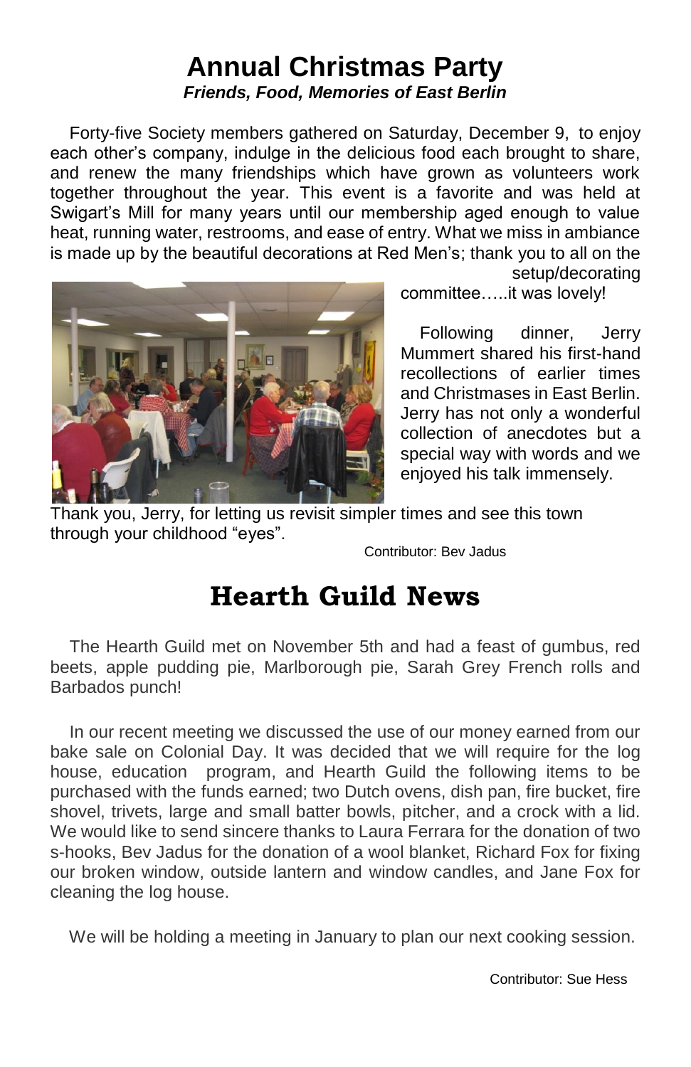# Annual Christmas Party

***Friends, Food, Memories of East Berlin***

Forty-five Society members gathered on Saturday, December 9, to enjoy each other's company, indulge in the delicious food each brought to share, and renew the many friendships which have grown as volunteers work together throughout the year. This event is a favorite and was held at Swigart's Mill for many years until our membership aged enough to value heat, running water, restrooms, and ease of entry. What we miss in ambiance is made up by the beautiful decorations at Red Men's; thank you to all on the setup/decorating committee…..it was lovely!

Following dinner, Jerry Mummert shared his first-hand recollections of earlier times and Christmases in East Berlin. Jerry has not only a wonderful collection of anecdotes but a special way with words and we enjoyed his talk immensely. Thank you, Jerry, for letting us revisit simpler times and see this town through your childhood "eyes".

Contributor: Bev Jadus

# Hearth Guild News

The Hearth Guild met on November 5th and had a feast of gumbus, red beets, apple pudding pie, Marlborough pie, Sarah Grey French rolls and Barbados punch!

In our recent meeting we discussed the use of our money earned from our bake sale on Colonial Day. It was decided that we will require for the log house, education program, and Hearth Guild the following items to be purchased with the funds earned; two Dutch ovens, dish pan, fire bucket, fire shovel, trivets, large and small batter bowls, pitcher, and a crock with a lid. We would like to send sincere thanks to Laura Ferrara for the donation of two s-hooks, Bev Jadus for the donation of a wool blanket, Richard Fox for fixing our broken window, outside lantern and window candles, and Jane Fox for cleaning the log house.

We will be holding a meeting in January to plan our next cooking session.

Contributor: Sue Hess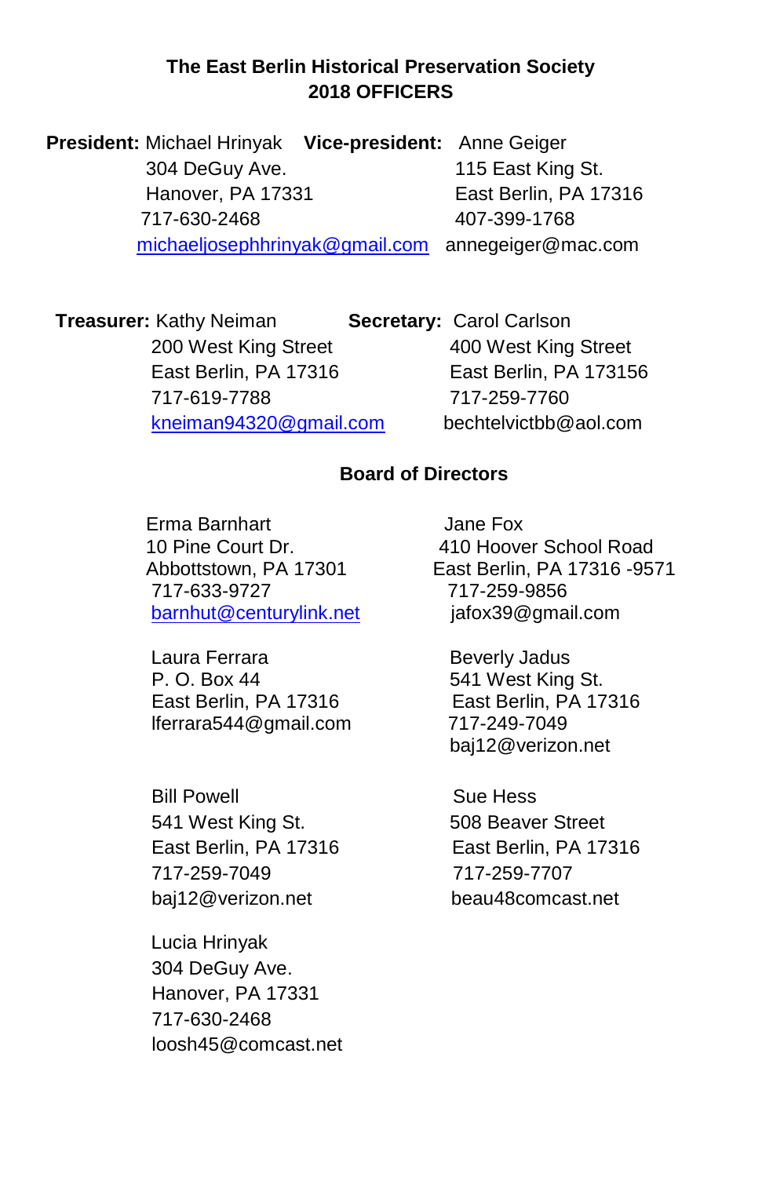**The East Berlin Historical Preservation Society**
**2018 OFFICERS**

**President:** Michael Hrinyak
304 DeGuy Ave.
Hanover, PA 17331
717-630-2468
michaeljosephhrinyak@gmail.com

**Vice-president:** Anne Geiger
115 East King St.
East Berlin, PA 17316
407-399-1768
annegeiger@mac.com

**Treasurer:** Kathy Neiman
200 West King Street
East Berlin, PA 17316
717-619-7788
kneiman94320@gmail.com

**Secretary:** Carol Carlson
400 West King Street
East Berlin, PA 173156
717-259-7760
bechtelvictbb@aol.com

**Board of Directors**

Erma Barnhart
10 Pine Court Dr.
Abbottstown, PA 17301
717-633-9727
barnhut@centurylink.net

Jane Fox
410 Hoover School Road
East Berlin, PA 17316 -9571
717-259-9856
jafox39@gmail.com

Laura Ferrara
P. O. Box 44
East Berlin, PA 17316
lferrara544@gmail.com

Beverly Jadus
541 West King St.
East Berlin, PA 17316
717-249-7049
baj12@verizon.net

Bill Powell
541 West King St.
East Berlin, PA 17316
717-259-7049
baj12@verizon.net

Sue Hess
508 Beaver Street
East Berlin, PA 17316
717-259-7707
beau48comcast.net

Lucia Hrinyak
304 DeGuy Ave.
Hanover, PA 17331
717-630-2468
loosh45@comcast.net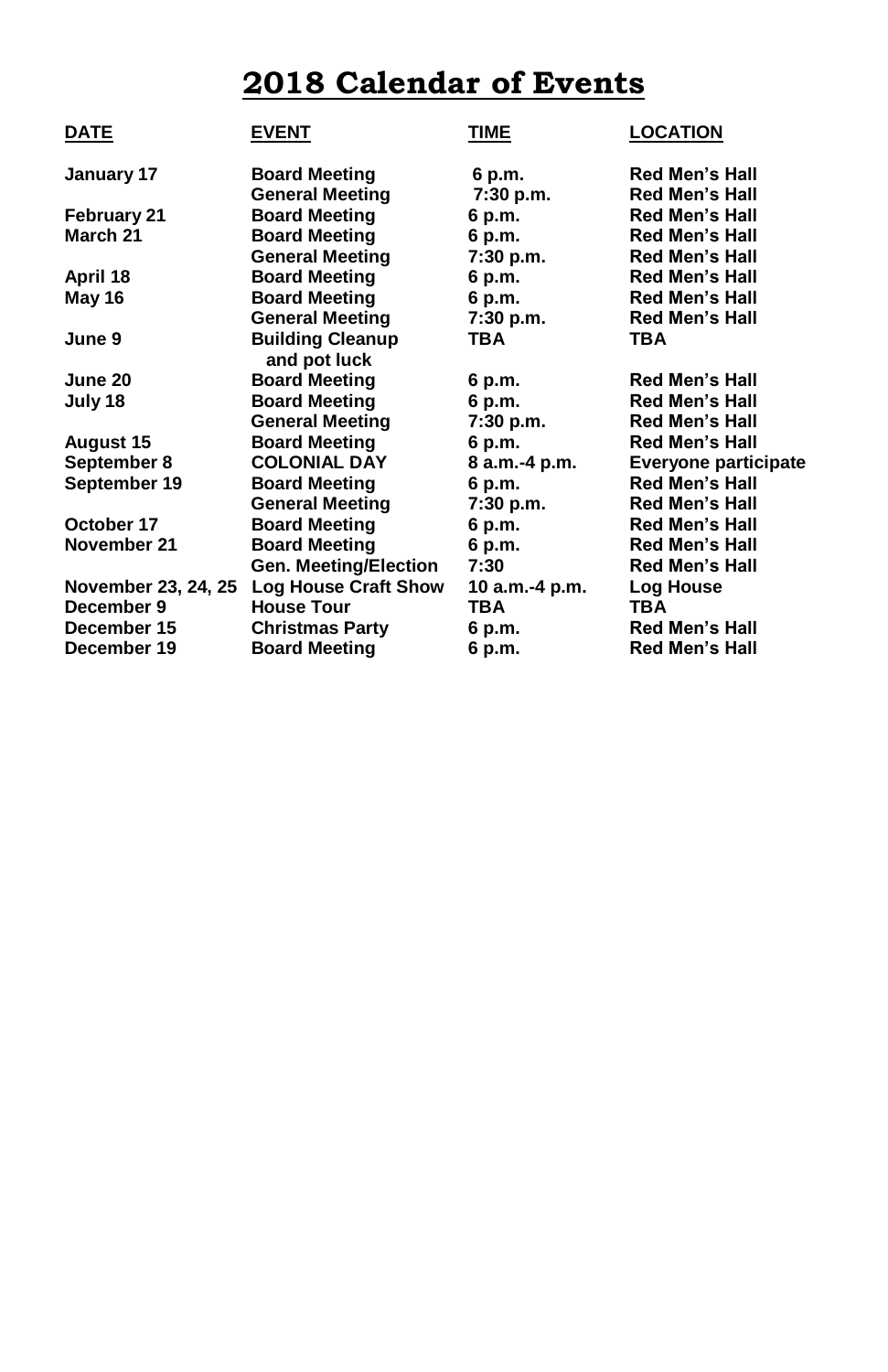# 2018 Calendar of Events

| DATE | EVENT | TIME | LOCATION |
|---|---|---|---|
| January 17 | Board Meeting | 6 p.m. | Red Men's Hall |
| | General Meeting | 7:30 p.m. | Red Men's Hall |
| February 21 | Board Meeting | 6 p.m. | Red Men's Hall |
| March 21 | Board Meeting | 6 p.m. | Red Men's Hall |
| | General Meeting | 7:30 p.m. | Red Men's Hall |
| April 18 | Board Meeting | 6 p.m. | Red Men's Hall |
| May 16 | Board Meeting | 6 p.m. | Red Men's Hall |
| | General Meeting | 7:30 p.m. | Red Men's Hall |
| June 9 | Building Cleanup and pot luck | TBA | TBA |
| June 20 | Board Meeting | 6 p.m. | Red Men's Hall |
| July 18 | Board Meeting | 6 p.m. | Red Men's Hall |
| | General Meeting | 7:30 p.m. | Red Men's Hall |
| August 15 | Board Meeting | 6 p.m. | Red Men's Hall |
| September 8 | COLONIAL DAY | 8 a.m.-4 p.m. | Everyone participate |
| September 19 | Board Meeting | 6 p.m. | Red Men's Hall |
| | General Meeting | 7:30 p.m. | Red Men's Hall |
| October 17 | Board Meeting | 6 p.m. | Red Men's Hall |
| November 21 | Board Meeting | 6 p.m. | Red Men's Hall |
| | Gen. Meeting/Election | 7:30 | Red Men's Hall |
| November 23, 24, 25 | Log House Craft Show | 10 a.m.-4 p.m. | Log House |
| December 9 | House Tour | TBA | TBA |
| December 15 | Christmas Party | 6 p.m. | Red Men's Hall |
| December 19 | Board Meeting | 6 p.m. | Red Men's Hall |